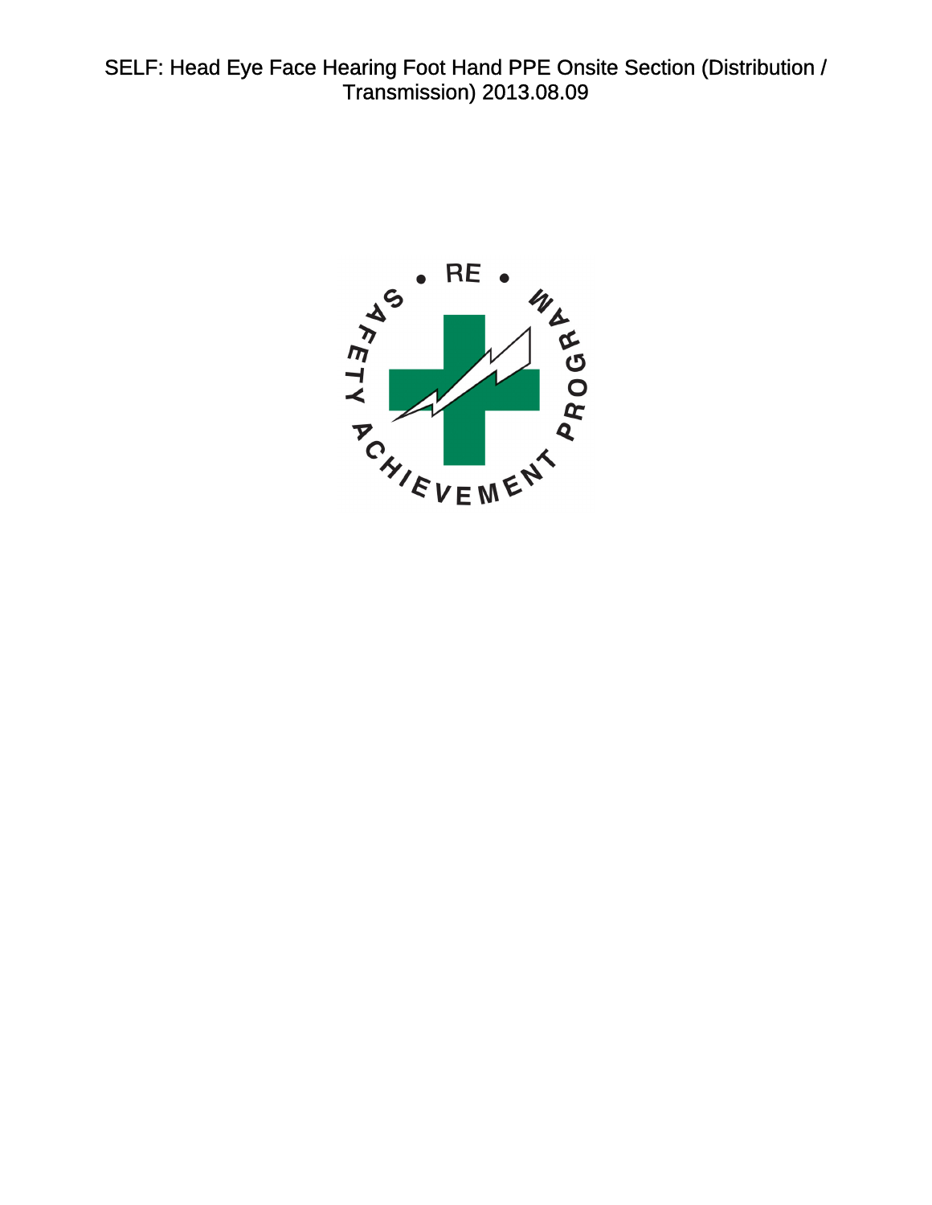# SELF: Head Eye Face Hearing Foot Hand PPE Onsite Section (Distribution / Transmission) 2013.08.09

• RE •

SAFETY ACHIEVEMENT PROGRAM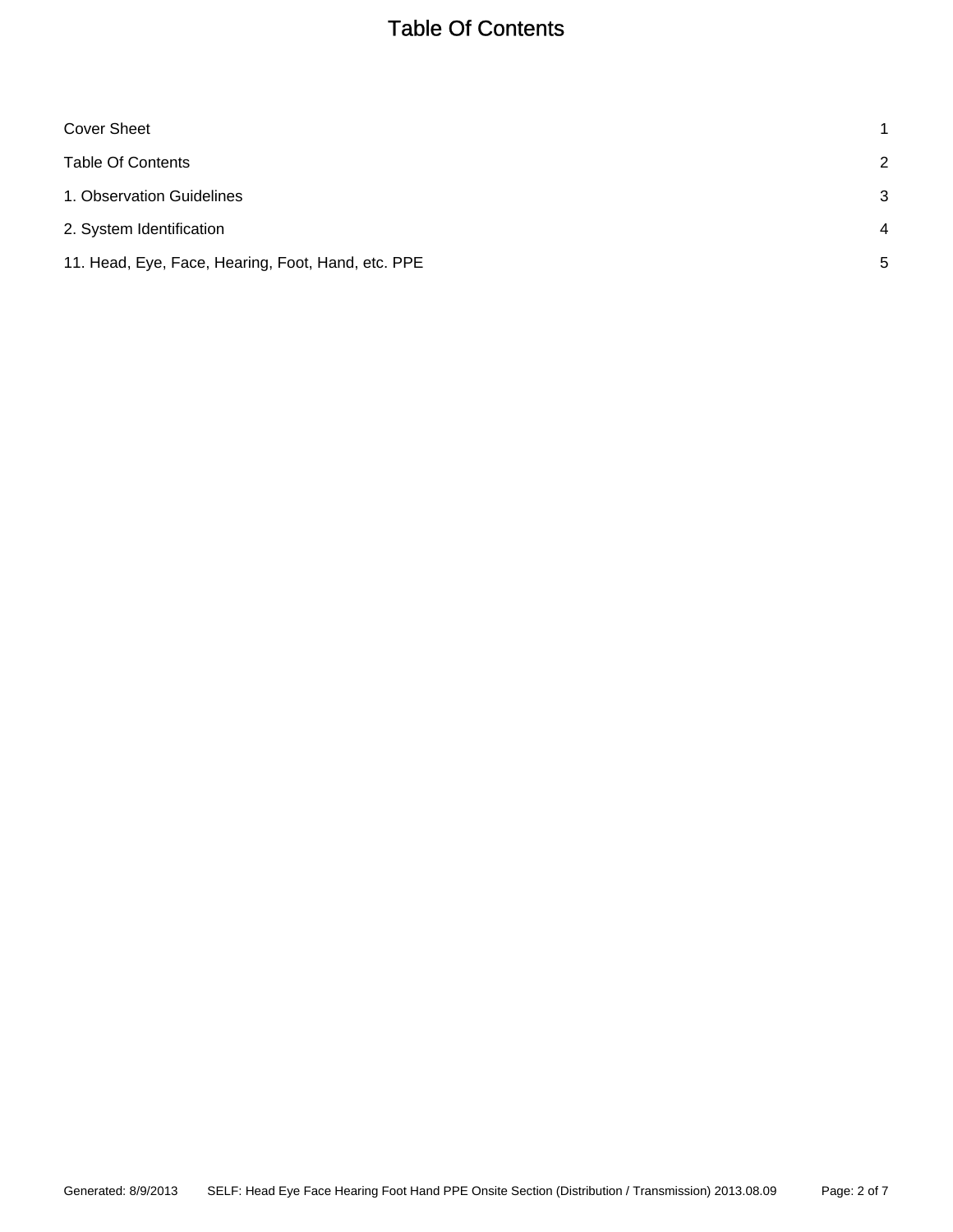# Table Of Contents

| | |
|---|---|
| Cover Sheet | 1 |
| Table Of Contents | 2 |
| 1. Observation Guidelines | 3 |
| 2. System Identification | 4 |
| 11. Head, Eye, Face, Hearing, Foot, Hand, etc. PPE | 5 |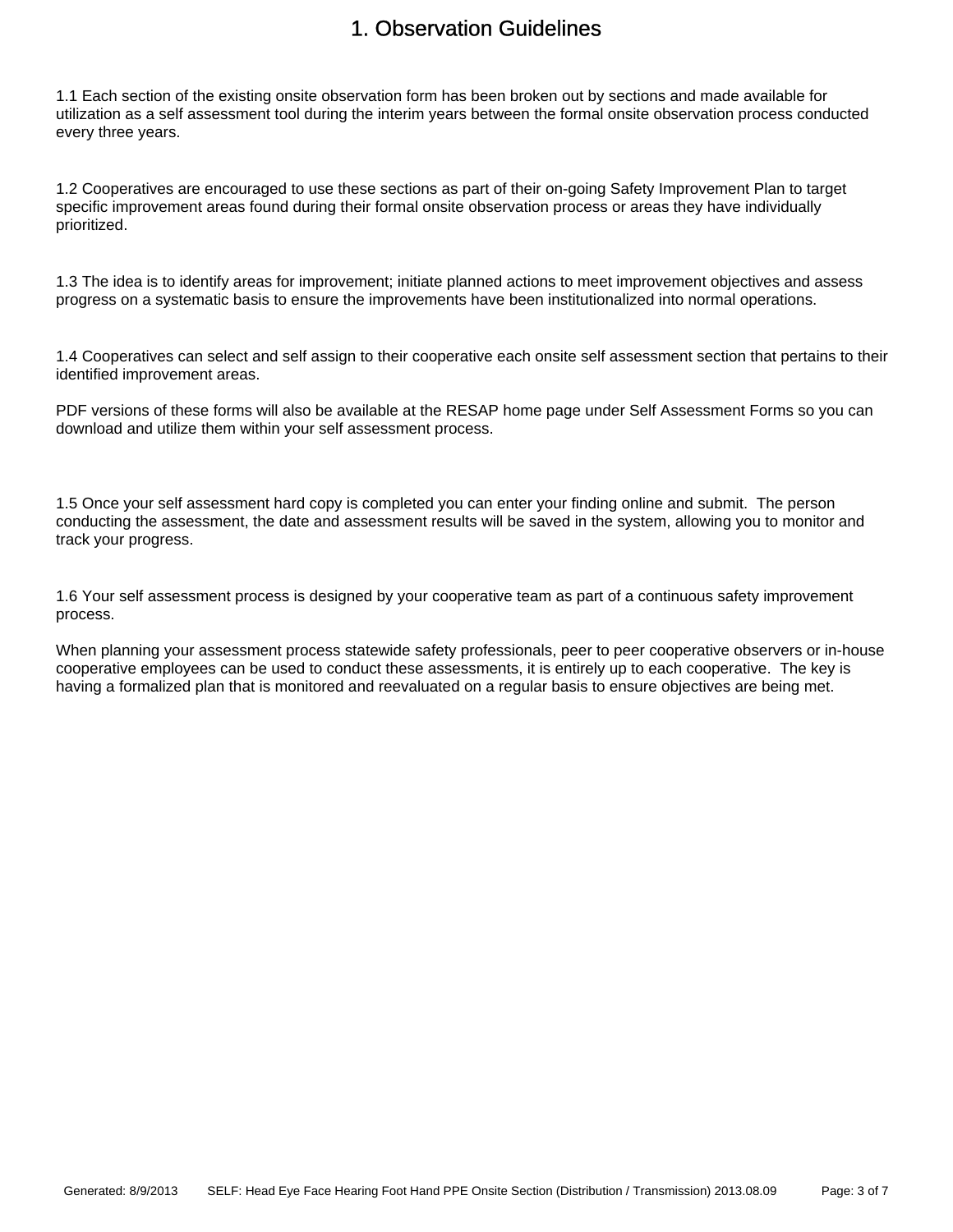# 1. Observation Guidelines

1.1 Each section of the existing onsite observation form has been broken out by sections and made available for utilization as a self assessment tool during the interim years between the formal onsite observation process conducted every three years.

1.2 Cooperatives are encouraged to use these sections as part of their on-going Safety Improvement Plan to target specific improvement areas found during their formal onsite observation process or areas they have individually prioritized.

1.3 The idea is to identify areas for improvement; initiate planned actions to meet improvement objectives and assess progress on a systematic basis to ensure the improvements have been institutionalized into normal operations.

1.4 Cooperatives can select and self assign to their cooperative each onsite self assessment section that pertains to their identified improvement areas.

PDF versions of these forms will also be available at the RESAP home page under Self Assessment Forms so you can download and utilize them within your self assessment process.

1.5 Once your self assessment hard copy is completed you can enter your finding online and submit. The person conducting the assessment, the date and assessment results will be saved in the system, allowing you to monitor and track your progress.

1.6 Your self assessment process is designed by your cooperative team as part of a continuous safety improvement process.

When planning your assessment process statewide safety professionals, peer to peer cooperative observers or in-house cooperative employees can be used to conduct these assessments, it is entirely up to each cooperative. The key is having a formalized plan that is monitored and reevaluated on a regular basis to ensure objectives are being met.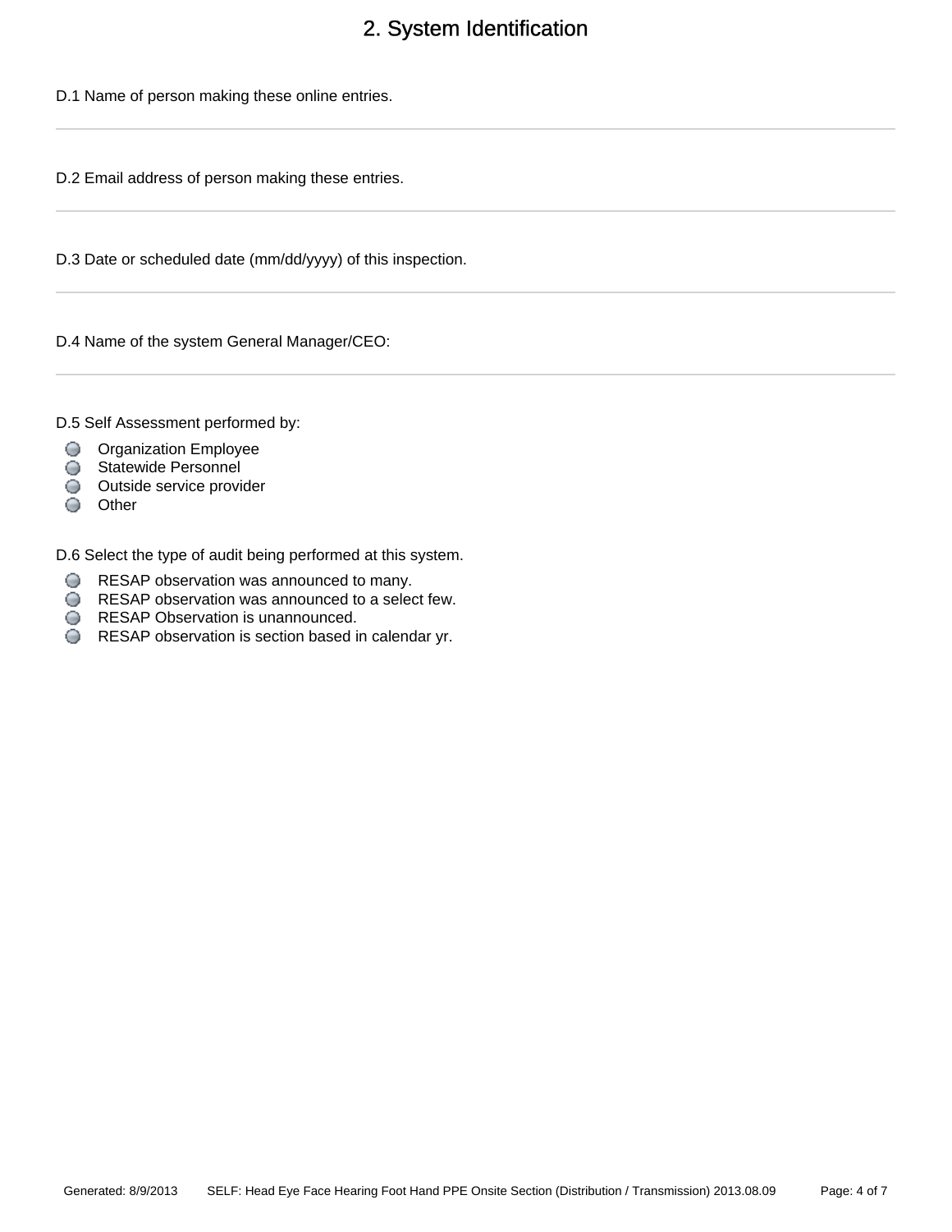# 2. System Identification

D.1 Name of person making these online entries.

---

D.2 Email address of person making these entries.

---

D.3 Date or scheduled date (mm/dd/yyyy) of this inspection.

---

D.4 Name of the system General Manager/CEO:

---

D.5 Self Assessment performed by:

- Organization Employee
- Statewide Personnel
- Outside service provider
- Other

D.6 Select the type of audit being performed at this system.

- RESAP observation was announced to many.
- RESAP observation was announced to a select few.
- RESAP Observation is unannounced.
- RESAP observation is section based in calendar yr.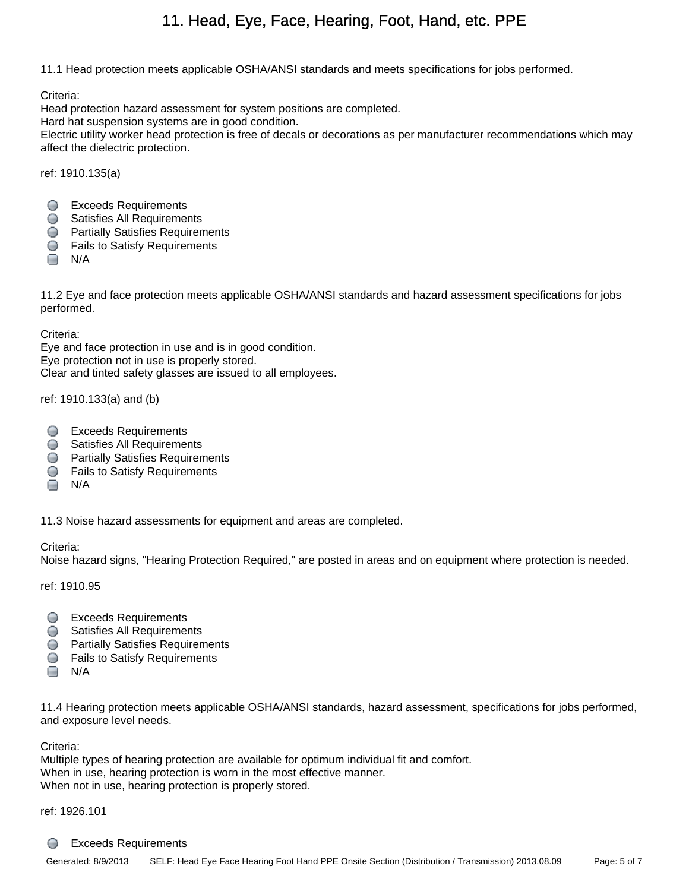# 11. Head, Eye, Face, Hearing, Foot, Hand, etc. PPE

11.1 Head protection meets applicable OSHA/ANSI standards and meets specifications for jobs performed.

Criteria:
Head protection hazard assessment for system positions are completed.
Hard hat suspension systems are in good condition.
Electric utility worker head protection is free of decals or decorations as per manufacturer recommendations which may affect the dielectric protection.

ref: 1910.135(a)

- Exceeds Requirements
- Satisfies All Requirements
- Partially Satisfies Requirements
- Fails to Satisfy Requirements
- N/A

11.2 Eye and face protection meets applicable OSHA/ANSI standards and hazard assessment specifications for jobs performed.

Criteria:
Eye and face protection in use and is in good condition.
Eye protection not in use is properly stored.
Clear and tinted safety glasses are issued to all employees.

ref: 1910.133(a) and (b)

- Exceeds Requirements
- Satisfies All Requirements
- Partially Satisfies Requirements
- Fails to Satisfy Requirements
- N/A

11.3 Noise hazard assessments for equipment and areas are completed.

Criteria:
Noise hazard signs, "Hearing Protection Required," are posted in areas and on equipment where protection is needed.

ref: 1910.95

- Exceeds Requirements
- Satisfies All Requirements
- Partially Satisfies Requirements
- Fails to Satisfy Requirements
- N/A

11.4 Hearing protection meets applicable OSHA/ANSI standards, hazard assessment, specifications for jobs performed, and exposure level needs.

Criteria:
Multiple types of hearing protection are available for optimum individual fit and comfort.
When in use, hearing protection is worn in the most effective manner.
When not in use, hearing protection is properly stored.

ref: 1926.101

- Exceeds Requirements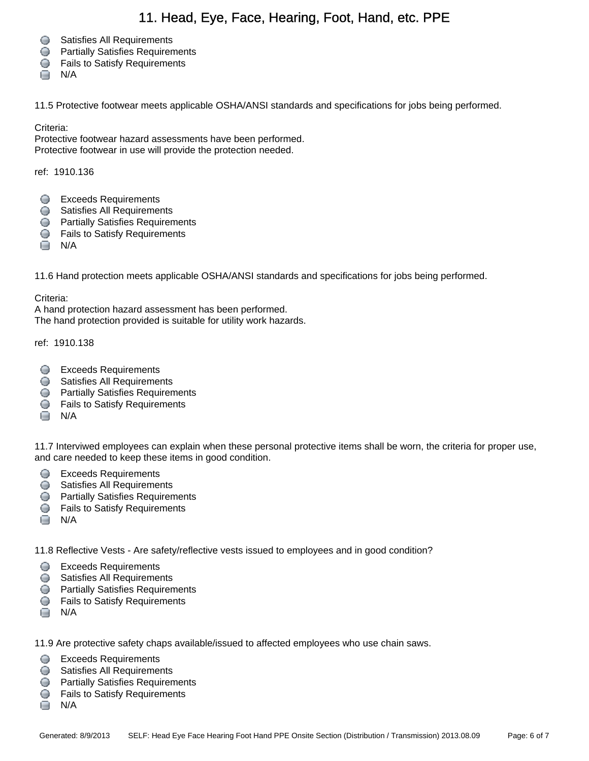# 11. Head, Eye, Face, Hearing, Foot, Hand, etc. PPE

- Satisfies All Requirements
- Partially Satisfies Requirements
- Fails to Satisfy Requirements
- N/A

11.5 Protective footwear meets applicable OSHA/ANSI standards and specifications for jobs being performed.

Criteria:
Protective footwear hazard assessments have been performed.
Protective footwear in use will provide the protection needed.

ref: 1910.136

- Exceeds Requirements
- Satisfies All Requirements
- Partially Satisfies Requirements
- Fails to Satisfy Requirements
- N/A

11.6 Hand protection meets applicable OSHA/ANSI standards and specifications for jobs being performed.

Criteria:
A hand protection hazard assessment has been performed.
The hand protection provided is suitable for utility work hazards.

ref: 1910.138

- Exceeds Requirements
- Satisfies All Requirements
- Partially Satisfies Requirements
- Fails to Satisfy Requirements
- N/A

11.7 Interviwed employees can explain when these personal protective items shall be worn, the criteria for proper use, and care needed to keep these items in good condition.

- Exceeds Requirements
- Satisfies All Requirements
- Partially Satisfies Requirements
- Fails to Satisfy Requirements
- N/A

11.8 Reflective Vests - Are safety/reflective vests issued to employees and in good condition?

- Exceeds Requirements
- Satisfies All Requirements
- Partially Satisfies Requirements
- Fails to Satisfy Requirements
- N/A

11.9 Are protective safety chaps available/issued to affected employees who use chain saws.

- Exceeds Requirements
- Satisfies All Requirements
- Partially Satisfies Requirements
- Fails to Satisfy Requirements
- N/A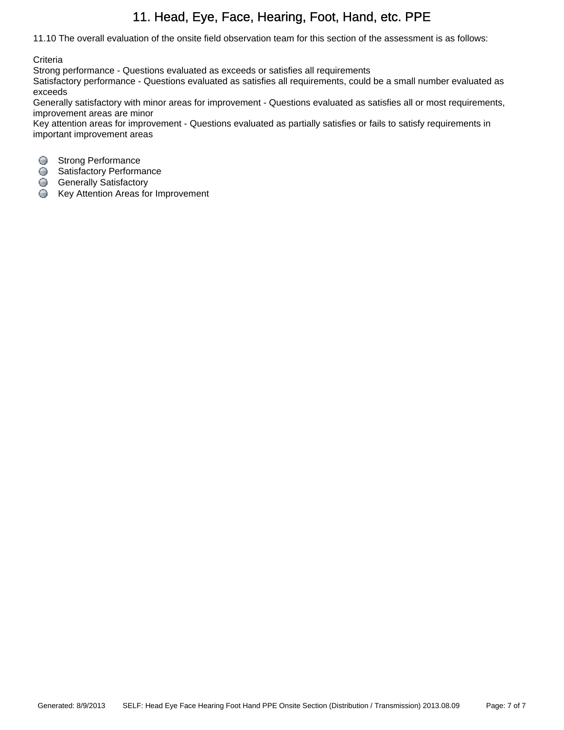# 11. Head, Eye, Face, Hearing, Foot, Hand, etc. PPE

11.10 The overall evaluation of the onsite field observation team for this section of the assessment is as follows:

Criteria
Strong performance - Questions evaluated as exceeds or satisfies all requirements
Satisfactory performance - Questions evaluated as satisfies all requirements, could be a small number evaluated as exceeds
Generally satisfactory with minor areas for improvement - Questions evaluated as satisfies all or most requirements, improvement areas are minor
Key attention areas for improvement - Questions evaluated as partially satisfies or fails to satisfy requirements in important improvement areas

- Strong Performance
- Satisfactory Performance
- Generally Satisfactory
- Key Attention Areas for Improvement